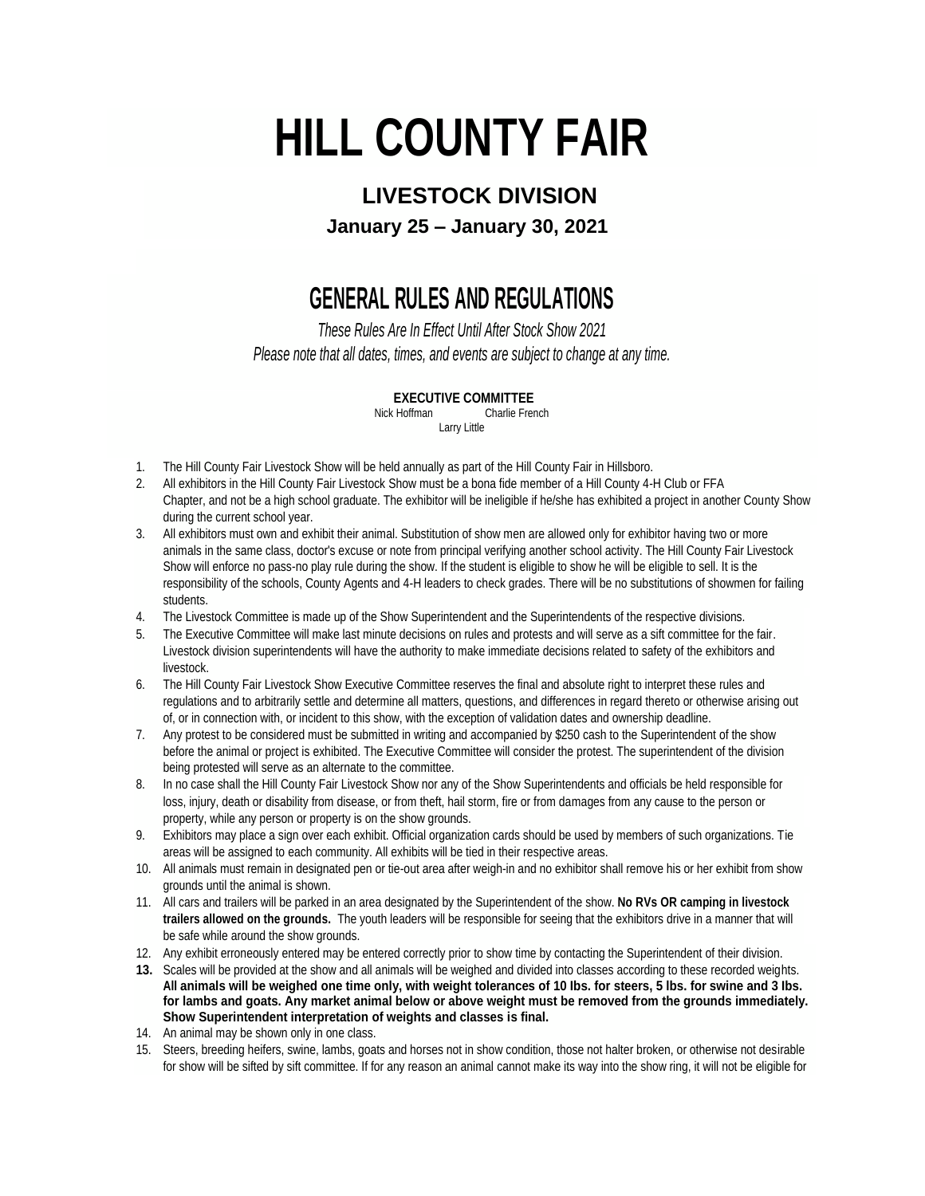# HILL COUNTY FAIR

## LIVESTOCK DIVISION

### January 25 – January 30, 2021

## GENERAL RULES AND REGULATIONS

*These Rules Are In Effect Until After Stock Show 2021*
*Please note that all dates, times, and events are subject to change at any time.*

**EXECUTIVE COMMITTEE**
Nick Hoffman Charlie French
Larry Little

1. The Hill County Fair Livestock Show will be held annually as part of the Hill County Fair in Hillsboro.
2. All exhibitors in the Hill County Fair Livestock Show must be a bona fide member of a Hill County 4-H Club or FFA Chapter, and not be a high school graduate. The exhibitor will be ineligible if he/she has exhibited a project in another County Show during the current school year.
3. All exhibitors must own and exhibit their animal. Substitution of show men are allowed only for exhibitor having two or more animals in the same class, doctor's excuse or note from principal verifying another school activity. The Hill County Fair Livestock Show will enforce no pass-no play rule during the show. If the student is eligible to show he will be eligible to sell. It is the responsibility of the schools, County Agents and 4-H leaders to check grades. There will be no substitutions of showmen for failing students.
4. The Livestock Committee is made up of the Show Superintendent and the Superintendents of the respective divisions.
5. The Executive Committee will make last minute decisions on rules and protests and will serve as a sift committee for the fair. Livestock division superintendents will have the authority to make immediate decisions related to safety of the exhibitors and livestock.
6. The Hill County Fair Livestock Show Executive Committee reserves the final and absolute right to interpret these rules and regulations and to arbitrarily settle and determine all matters, questions, and differences in regard thereto or otherwise arising out of, or in connection with, or incident to this show, with the exception of validation dates and ownership deadline.
7. Any protest to be considered must be submitted in writing and accompanied by $250 cash to the Superintendent of the show before the animal or project is exhibited. The Executive Committee will consider the protest. The superintendent of the division being protested will serve as an alternate to the committee.
8. In no case shall the Hill County Fair Livestock Show nor any of the Show Superintendents and officials be held responsible for loss, injury, death or disability from disease, or from theft, hail storm, fire or from damages from any cause to the person or property, while any person or property is on the show grounds.
9. Exhibitors may place a sign over each exhibit. Official organization cards should be used by members of such organizations. Tie areas will be assigned to each community. All exhibits will be tied in their respective areas.
10. All animals must remain in designated pen or tie-out area after weigh-in and no exhibitor shall remove his or her exhibit from show grounds until the animal is shown.
11. All cars and trailers will be parked in an area designated by the Superintendent of the show. **No RVs OR camping in livestock trailers allowed on the grounds.** The youth leaders will be responsible for seeing that the exhibitors drive in a manner that will be safe while around the show grounds.
12. Any exhibit erroneously entered may be entered correctly prior to show time by contacting the Superintendent of their division.
13. Scales will be provided at the show and all animals will be weighed and divided into classes according to these recorded weights. **All animals will be weighed one time only, with weight tolerances of 10 lbs. for steers, 5 lbs. for swine and 3 lbs. for lambs and goats. Any market animal below or above weight must be removed from the grounds immediately. Show Superintendent interpretation of weights and classes is final.**
14. An animal may be shown only in one class.
15. Steers, breeding heifers, swine, lambs, goats and horses not in show condition, those not halter broken, or otherwise not desirable for show will be sifted by sift committee. If for any reason an animal cannot make its way into the show ring, it will not be eligible for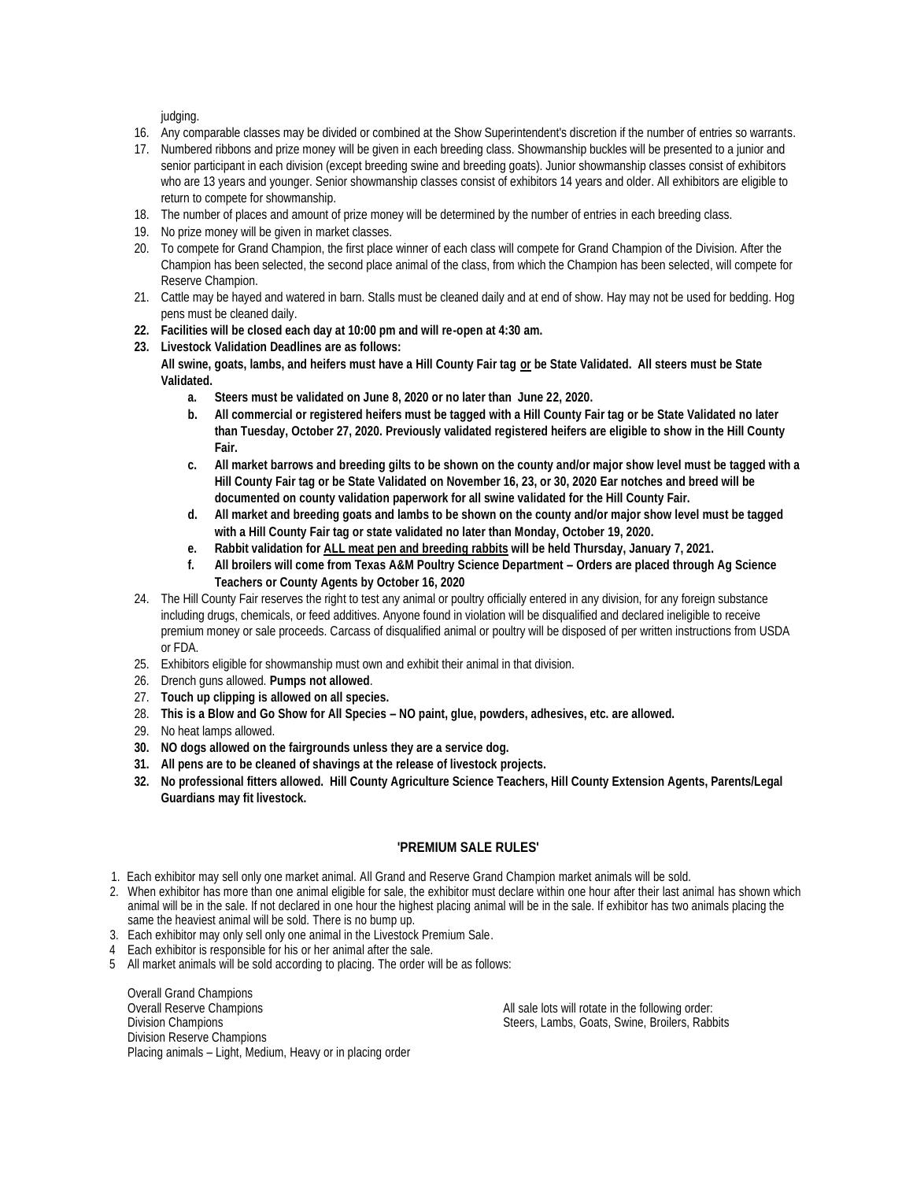judging.

16. Any comparable classes may be divided or combined at the Show Superintendent's discretion if the number of entries so warrants.
17. Numbered ribbons and prize money will be given in each breeding class. Showmanship buckles will be presented to a junior and senior participant in each division (except breeding swine and breeding goats). Junior showmanship classes consist of exhibitors who are 13 years and younger. Senior showmanship classes consist of exhibitors 14 years and older. All exhibitors are eligible to return to compete for showmanship.
18. The number of places and amount of prize money will be determined by the number of entries in each breeding class.
19. No prize money will be given in market classes.
20. To compete for Grand Champion, the first place winner of each class will compete for Grand Champion of the Division. After the Champion has been selected, the second place animal of the class, from which the Champion has been selected, will compete for Reserve Champion.
21. Cattle may be hayed and watered in barn. Stalls must be cleaned daily and at end of show. Hay may not be used for bedding. Hog pens must be cleaned daily.
22. **Facilities will be closed each day at 10:00 pm and will re-open at 4:30 am.**
23. **Livestock Validation Deadlines are as follows:**
    **All swine, goats, lambs, and heifers must have a Hill County Fair tag <u>or</u> be State Validated. All steers must be State Validated.**
    a. **Steers must be validated on June 8, 2020 or no later than June 22, 2020.**
    b. **All commercial or registered heifers must be tagged with a Hill County Fair tag or be State Validated no later than Tuesday, October 27, 2020. Previously validated registered heifers are eligible to show in the Hill County Fair.**
    c. **All market barrows and breeding gilts to be shown on the county and/or major show level must be tagged with a Hill County Fair tag or be State Validated on November 16, 23, or 30, 2020 Ear notches and breed will be documented on county validation paperwork for all swine validated for the Hill County Fair.**
    d. **All market and breeding goats and lambs to be shown on the county and/or major show level must be tagged with a Hill County Fair tag or state validated no later than Monday, October 19, 2020.**
    e. **Rabbit validation for <u>ALL meat pen and breeding rabbits</u> will be held Thursday, January 7, 2021.**
    f. **All broilers will come from Texas A&M Poultry Science Department – Orders are placed through Ag Science Teachers or County Agents by October 16, 2020**
24. The Hill County Fair reserves the right to test any animal or poultry officially entered in any division, for any foreign substance including drugs, chemicals, or feed additives. Anyone found in violation will be disqualified and declared ineligible to receive premium money or sale proceeds. Carcass of disqualified animal or poultry will be disposed of per written instructions from USDA or FDA.
25. Exhibitors eligible for showmanship must own and exhibit their animal in that division.
26. Drench guns allowed. **Pumps not allowed**.
27. **Touch up clipping is allowed on all species.**
28. **This is a Blow and Go Show for All Species – NO paint, glue, powders, adhesives, etc. are allowed.**
29. No heat lamps allowed.
30. **NO dogs allowed on the fairgrounds unless they are a service dog.**
31. **All pens are to be cleaned of shavings at the release of livestock projects.**
32. **No professional fitters allowed. Hill County Agriculture Science Teachers, Hill County Extension Agents, Parents/Legal Guardians may fit livestock.**

## 'PREMIUM SALE RULES'

1. Each exhibitor may sell only one market animal. All Grand and Reserve Grand Champion market animals will be sold.
2. When exhibitor has more than one animal eligible for sale, the exhibitor must declare within one hour after their last animal has shown which animal will be in the sale. If not declared in one hour the highest placing animal will be in the sale. If exhibitor has two animals placing the same the heaviest animal will be sold. There is no bump up.
3. Each exhibitor may only sell only one animal in the Livestock Premium Sale.
4. Each exhibitor is responsible for his or her animal after the sale.
5. All market animals will be sold according to placing. The order will be as follows:

Overall Grand Champions
Overall Reserve Champions
Division Champions
Division Reserve Champions
Placing animals – Light, Medium, Heavy or in placing order

All sale lots will rotate in the following order:
Steers, Lambs, Goats, Swine, Broilers, Rabbits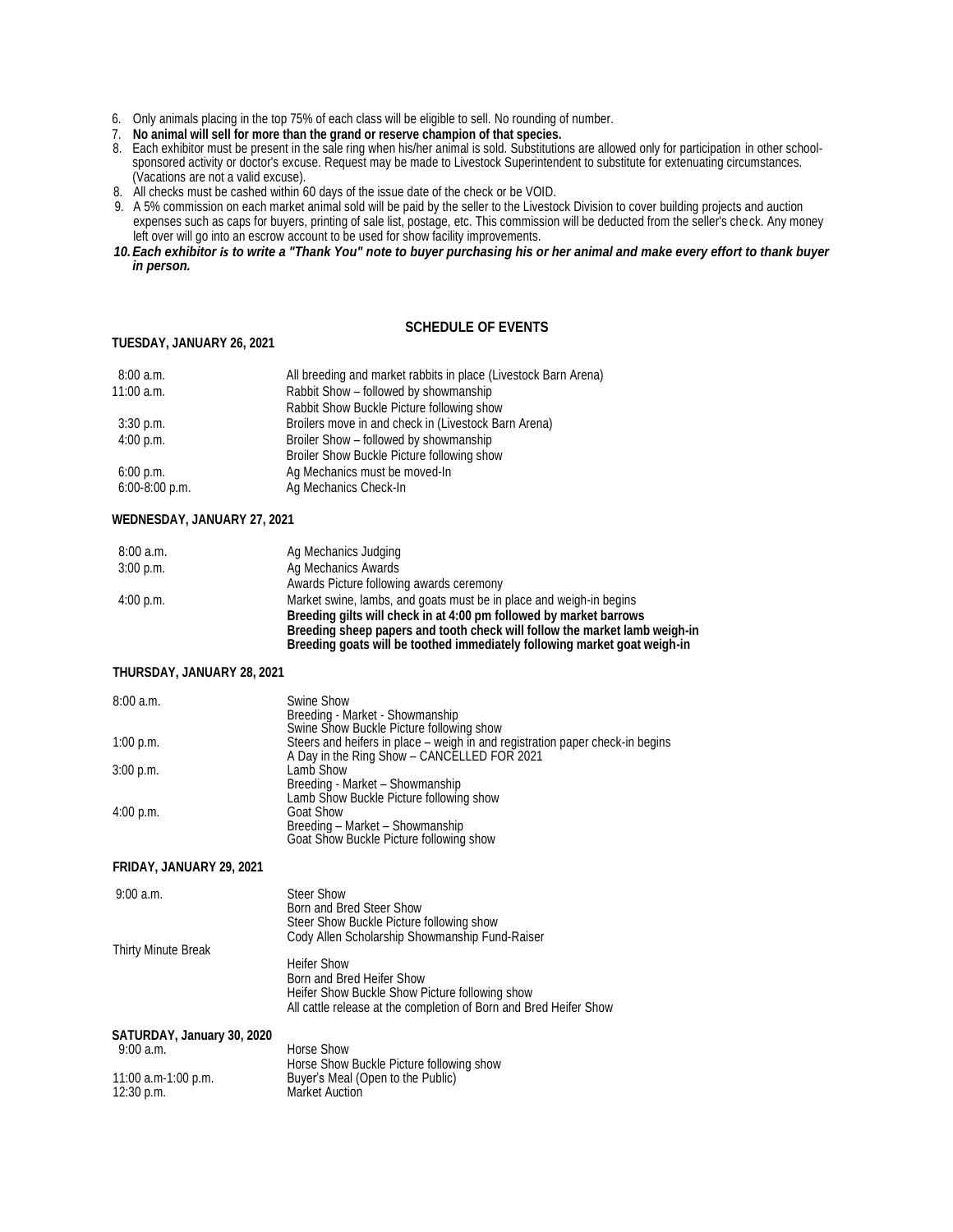6. Only animals placing in the top 75% of each class will be eligible to sell. No rounding of number.
7. **No animal will sell for more than the grand or reserve champion of that species.**
8. Each exhibitor must be present in the sale ring when his/her animal is sold. Substitutions are allowed only for participation in other school-sponsored activity or doctor's excuse. Request may be made to Livestock Superintendent to substitute for extenuating circumstances. (Vacations are not a valid excuse).
8. All checks must be cashed within 60 days of the issue date of the check or be VOID.
9. A 5% commission on each market animal sold will be paid by the seller to the Livestock Division to cover building projects and auction expenses such as caps for buyers, printing of sale list, postage, etc. This commission will be deducted from the seller's check. Any money left over will go into an escrow account to be used for show facility improvements.
10. ***Each exhibitor is to write a "Thank You" note to buyer purchasing his or her animal and make every effort to thank buyer in person.***

## SCHEDULE OF EVENTS

**TUESDAY, JANUARY 26, 2021**

| | |
|---|---|
| 8:00 a.m. | All breeding and market rabbits in place (Livestock Barn Arena) |
| 11:00 a.m. | Rabbit Show – followed by showmanship<br>Rabbit Show Buckle Picture following show |
| 3:30 p.m. | Broilers move in and check in (Livestock Barn Arena) |
| 4:00 p.m. | Broiler Show – followed by showmanship<br>Broiler Show Buckle Picture following show |
| 6:00 p.m. | Ag Mechanics must be moved-In |
| 6:00-8:00 p.m. | Ag Mechanics Check-In |

**WEDNESDAY, JANUARY 27, 2021**

| | |
|---|---|
| 8:00 a.m. | Ag Mechanics Judging |
| 3:00 p.m. | Ag Mechanics Awards<br>Awards Picture following awards ceremony |
| 4:00 p.m. | Market swine, lambs, and goats must be in place and weigh-in begins<br>**Breeding gilts will check in at 4:00 pm followed by market barrows**<br>**Breeding sheep papers and tooth check will follow the market lamb weigh-in**<br>**Breeding goats will be toothed immediately following market goat weigh-in** |

**THURSDAY, JANUARY 28, 2021**

| | |
|---|---|
| 8:00 a.m. | Swine Show<br>Breeding - Market - Showmanship<br>Swine Show Buckle Picture following show |
| 1:00 p.m. | Steers and heifers in place – weigh in and registration paper check-in begins<br>A Day in the Ring Show – CANCELLED FOR 2021 |
| 3:00 p.m. | Lamb Show<br>Breeding - Market – Showmanship<br>Lamb Show Buckle Picture following show |
| 4:00 p.m. | Goat Show<br>Breeding – Market – Showmanship<br>Goat Show Buckle Picture following show |

**FRIDAY, JANUARY 29, 2021**

| | |
|---|---|
| 9:00 a.m. | Steer Show<br>Born and Bred Steer Show<br>Steer Show Buckle Picture following show<br>Cody Allen Scholarship Showmanship Fund-Raiser |
| Thirty Minute Break | |
| | Heifer Show<br>Born and Bred Heifer Show<br>Heifer Show Buckle Show Picture following show<br>All cattle release at the completion of Born and Bred Heifer Show |

**SATURDAY, January 30, 2020**

| | |
|---|---|
| 9:00 a.m. | Horse Show<br>Horse Show Buckle Picture following show |
| 11:00 a.m-1:00 p.m. | Buyer's Meal (Open to the Public) |
| 12:30 p.m. | Market Auction |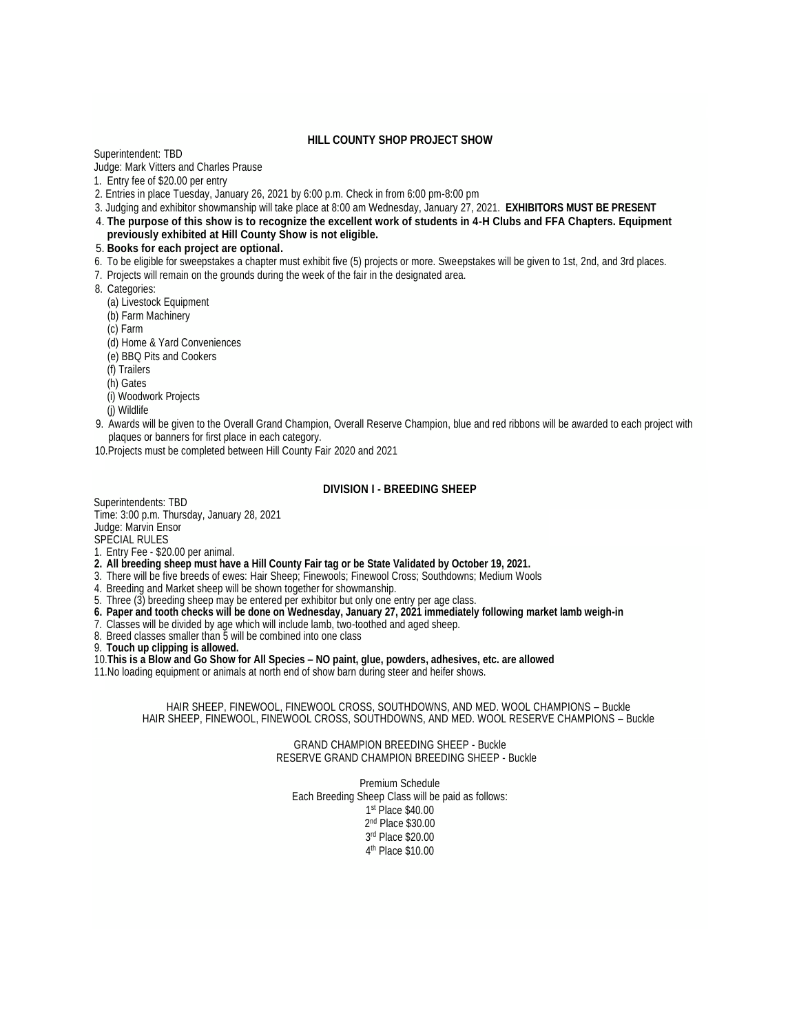## HILL COUNTY SHOP PROJECT SHOW

Superintendent: TBD

Judge: Mark Vitters and Charles Prause

1. Entry fee of $20.00 per entry
2. Entries in place Tuesday, January 26, 2021 by 6:00 p.m. Check in from 6:00 pm-8:00 pm
3. Judging and exhibitor showmanship will take place at 8:00 am Wednesday, January 27, 2021. **EXHIBITORS MUST BE PRESENT**
4. **The purpose of this show is to recognize the excellent work of students in 4-H Clubs and FFA Chapters. Equipment previously exhibited at Hill County Show is not eligible.**
5. **Books for each project are optional.**
6. To be eligible for sweepstakes a chapter must exhibit five (5) projects or more. Sweepstakes will be given to 1st, 2nd, and 3rd places.
7. Projects will remain on the grounds during the week of the fair in the designated area.
8. Categories:
   - (a) Livestock Equipment
   - (b) Farm Machinery
   - (c) Farm
   - (d) Home & Yard Conveniences
   - (e) BBQ Pits and Cookers
   - (f) Trailers
   - (h) Gates
   - (i) Woodwork Projects
   - (j) Wildlife
9. Awards will be given to the Overall Grand Champion, Overall Reserve Champion, blue and red ribbons will be awarded to each project with plaques or banners for first place in each category.
10. Projects must be completed between Hill County Fair 2020 and 2021

## DIVISION I - BREEDING SHEEP

Superintendents: TBD

Time: 3:00 p.m. Thursday, January 28, 2021

Judge: Marvin Ensor

SPECIAL RULES

1. Entry Fee - $20.00 per animal.
2. **All breeding sheep must have a Hill County Fair tag or be State Validated by October 19, 2021.**
3. There will be five breeds of ewes: Hair Sheep; Finewools; Finewool Cross; Southdowns; Medium Wools
4. Breeding and Market sheep will be shown together for showmanship.
5. Three (3) breeding sheep may be entered per exhibitor but only one entry per age class.
6. **Paper and tooth checks will be done on Wednesday, January 27, 2021 immediately following market lamb weigh-in**
7. Classes will be divided by age which will include lamb, two-toothed and aged sheep.
8. Breed classes smaller than 5 will be combined into one class
9. **Touch up clipping is allowed.**
10. **This is a Blow and Go Show for All Species – NO paint, glue, powders, adhesives, etc. are allowed**
11. No loading equipment or animals at north end of show barn during steer and heifer shows.

HAIR SHEEP, FINEWOOL, FINEWOOL CROSS, SOUTHDOWNS, AND MED. WOOL CHAMPIONS – Buckle

HAIR SHEEP, FINEWOOL, FINEWOOL CROSS, SOUTHDOWNS, AND MED. WOOL RESERVE CHAMPIONS – Buckle

GRAND CHAMPION BREEDING SHEEP - Buckle

RESERVE GRAND CHAMPION BREEDING SHEEP - Buckle

Premium Schedule

Each Breeding Sheep Class will be paid as follows:

1st Place $40.00

2nd Place $30.00

3rd Place $20.00

4th Place $10.00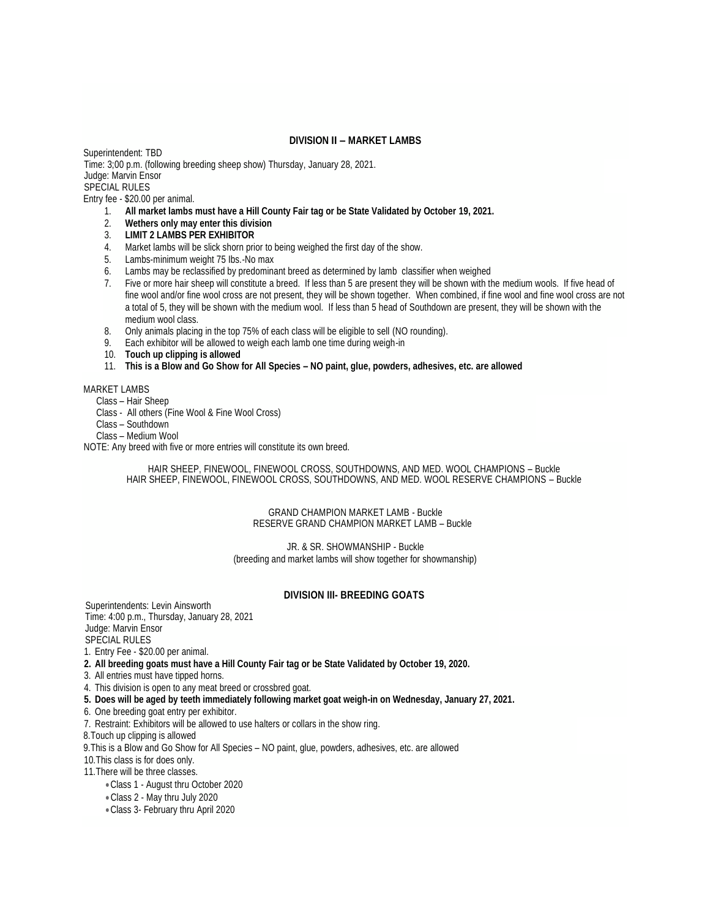## DIVISION II – MARKET LAMBS

Superintendent: TBD
Time: 3;00 p.m. (following breeding sheep show) Thursday, January 28, 2021.
Judge: Marvin Ensor
SPECIAL RULES
Entry fee - $20.00 per animal.

1. **All market lambs must have a Hill County Fair tag or be State Validated by October 19, 2021.**
2. **Wethers only may enter this division**
3. **LIMIT 2 LAMBS PER EXHIBITOR**
4. Market lambs will be slick shorn prior to being weighed the first day of the show.
5. Lambs-minimum weight 75 lbs.-No max
6. Lambs may be reclassified by predominant breed as determined by lamb classifier when weighed
7. Five or more hair sheep will constitute a breed. If less than 5 are present they will be shown with the medium wools. If five head of fine wool and/or fine wool cross are not present, they will be shown together. When combined, if fine wool and fine wool cross are not a total of 5, they will be shown with the medium wool. If less than 5 head of Southdown are present, they will be shown with the medium wool class.
8. Only animals placing in the top 75% of each class will be eligible to sell (NO rounding).
9. Each exhibitor will be allowed to weigh each lamb one time during weigh-in
10. **Touch up clipping is allowed**
11. **This is a Blow and Go Show for All Species – NO paint, glue, powders, adhesives, etc. are allowed**

MARKET LAMBS

Class – Hair Sheep
Class - All others (Fine Wool & Fine Wool Cross)
Class – Southdown
Class – Medium Wool

NOTE: Any breed with five or more entries will constitute its own breed.

HAIR SHEEP, FINEWOOL, FINEWOOL CROSS, SOUTHDOWNS, AND MED. WOOL CHAMPIONS – Buckle
HAIR SHEEP, FINEWOOL, FINEWOOL CROSS, SOUTHDOWNS, AND MED. WOOL RESERVE CHAMPIONS – Buckle

GRAND CHAMPION MARKET LAMB - Buckle
RESERVE GRAND CHAMPION MARKET LAMB – Buckle

JR. & SR. SHOWMANSHIP - Buckle
(breeding and market lambs will show together for showmanship)

## DIVISION III- BREEDING GOATS

Superintendents: Levin Ainsworth
Time: 4:00 p.m., Thursday, January 28, 2021
Judge: Marvin Ensor
SPECIAL RULES

1. Entry Fee - $20.00 per animal.
2. **All breeding goats must have a Hill County Fair tag or be State Validated by October 19, 2020.**
3. All entries must have tipped horns.
4. This division is open to any meat breed or crossbred goat.
5. **Does will be aged by teeth immediately following market goat weigh-in on Wednesday, January 27, 2021.**
6. One breeding goat entry per exhibitor.
7. Restraint: Exhibitors will be allowed to use halters or collars in the show ring.
8. Touch up clipping is allowed
9. This is a Blow and Go Show for All Species – NO paint, glue, powders, adhesives, etc. are allowed
10. This class is for does only.
11. There will be three classes.
    - Class 1 - August thru October 2020
    - Class 2 - May thru July 2020
    - Class 3- February thru April 2020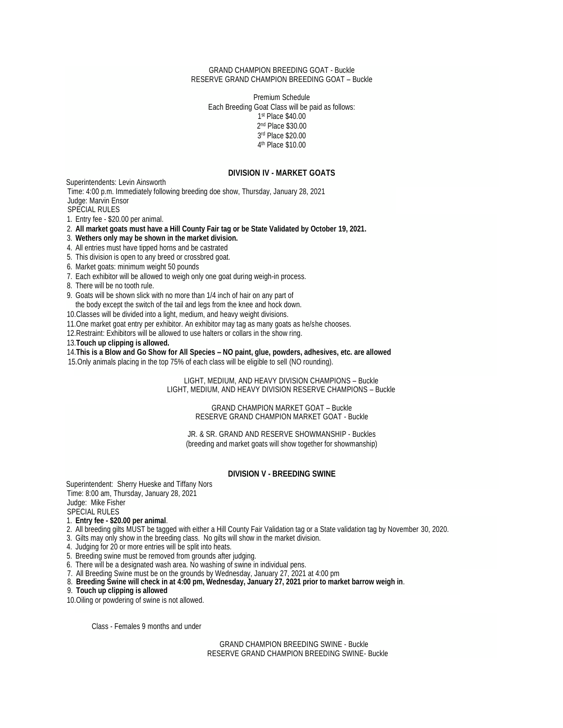GRAND CHAMPION BREEDING GOAT - Buckle
RESERVE GRAND CHAMPION BREEDING GOAT – Buckle

Premium Schedule
Each Breeding Goat Class will be paid as follows:
1st Place $40.00
2nd Place $30.00
3rd Place $20.00
4th Place $10.00

## DIVISION IV - MARKET GOATS

Superintendents: Levin Ainsworth
Time: 4:00 p.m. Immediately following breeding doe show, Thursday, January 28, 2021
Judge: Marvin Ensor
SPECIAL RULES

1. Entry fee - $20.00 per animal.
2. **All market goats must have a Hill County Fair tag or be State Validated by October 19, 2021.**
3. **Wethers only may be shown in the market division.**
4. All entries must have tipped horns and be castrated
5. This division is open to any breed or crossbred goat.
6. Market goats: minimum weight 50 pounds
7. Each exhibitor will be allowed to weigh only one goat during weigh-in process.
8. There will be no tooth rule.
9. Goats will be shown slick with no more than 1/4 inch of hair on any part of the body except the switch of the tail and legs from the knee and hock down.
10. Classes will be divided into a light, medium, and heavy weight divisions.
11. One market goat entry per exhibitor. An exhibitor may tag as many goats as he/she chooses.
12. Restraint: Exhibitors will be allowed to use halters or collars in the show ring.
13. **Touch up clipping is allowed.**
14. **This is a Blow and Go Show for All Species – NO paint, glue, powders, adhesives, etc. are allowed**
15. Only animals placing in the top 75% of each class will be eligible to sell (NO rounding).

LIGHT, MEDIUM, AND HEAVY DIVISION CHAMPIONS – Buckle
LIGHT, MEDIUM, AND HEAVY DIVISION RESERVE CHAMPIONS – Buckle

GRAND CHAMPION MARKET GOAT – Buckle
RESERVE GRAND CHAMPION MARKET GOAT - Buckle

JR. & SR. GRAND AND RESERVE SHOWMANSHIP - Buckles
(breeding and market goats will show together for showmanship)

## DIVISION V - BREEDING SWINE

Superintendent: Sherry Hueske and Tiffany Nors
Time: 8:00 am, Thursday, January 28, 2021
Judge: Mike Fisher
SPECIAL RULES

1. **Entry fee - $20.00 per animal**.
2. All breeding gilts MUST be tagged with either a Hill County Fair Validation tag or a State validation tag by November 30, 2020.
3. Gilts may only show in the breeding class. No gilts will show in the market division.
4. Judging for 20 or more entries will be split into heats.
5. Breeding swine must be removed from grounds after judging.
6. There will be a designated wash area. No washing of swine in individual pens.
7. All Breeding Swine must be on the grounds by Wednesday, January 27, 2021 at 4:00 pm
8. **Breeding Swine will check in at 4:00 pm, Wednesday, January 27, 2021 prior to market barrow weigh in**.
9. **Touch up clipping is allowed**
10. Oiling or powdering of swine is not allowed.

Class - Females 9 months and under

GRAND CHAMPION BREEDING SWINE - Buckle
RESERVE GRAND CHAMPION BREEDING SWINE- Buckle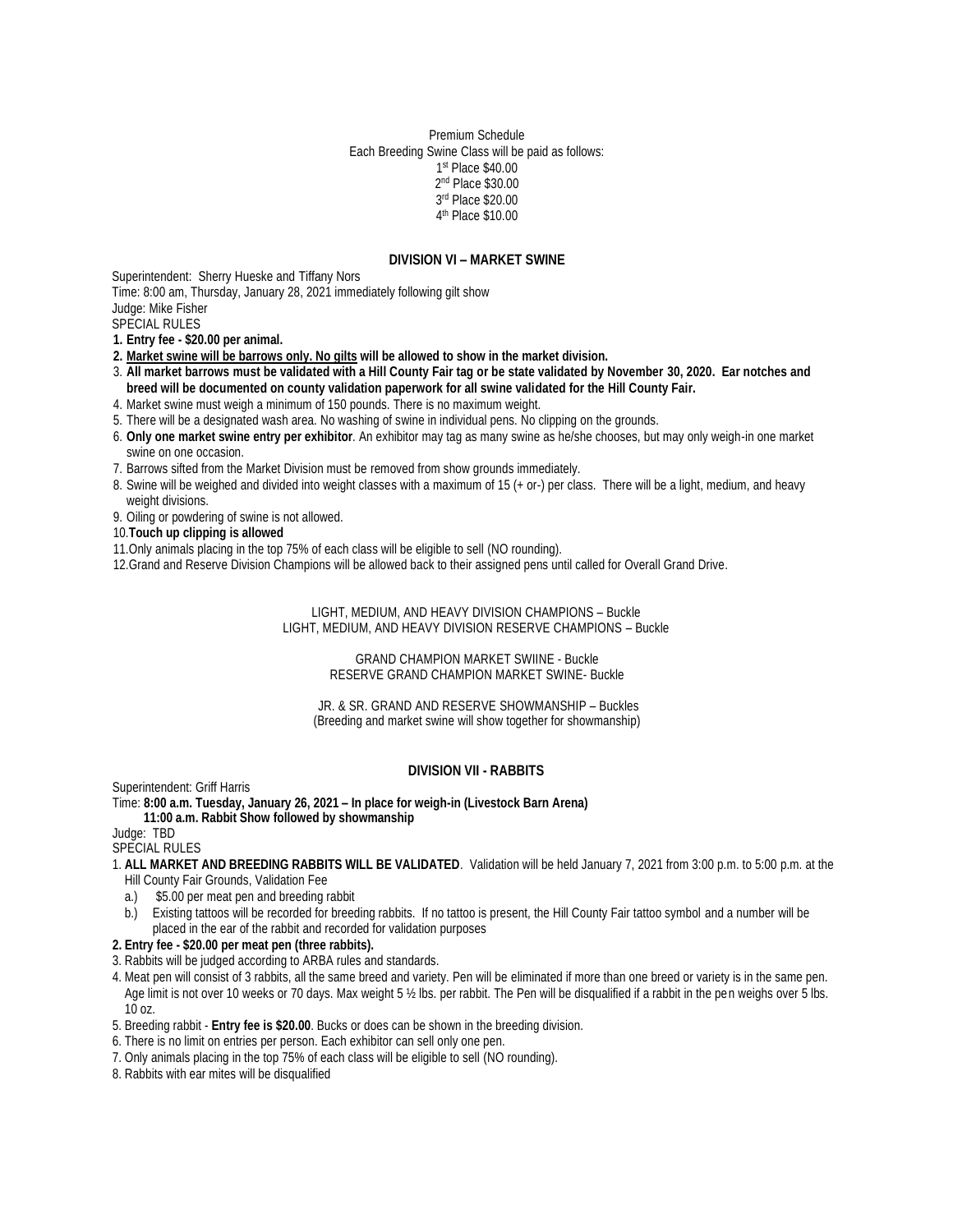Premium Schedule
Each Breeding Swine Class will be paid as follows:
1st Place $40.00
2nd Place $30.00
3rd Place $20.00
4th Place $10.00

## DIVISION VI – MARKET SWINE

Superintendent: Sherry Hueske and Tiffany Nors
Time: 8:00 am, Thursday, January 28, 2021 immediately following gilt show
Judge: Mike Fisher
SPECIAL RULES

1. **Entry fee - $20.00 per animal.**
2. **Market swine will be barrows only. No gilts will be allowed to show in the market division.**
3. **All market barrows must be validated with a Hill County Fair tag or be state validated by November 30, 2020. Ear notches and breed will be documented on county validation paperwork for all swine validated for the Hill County Fair.**
4. Market swine must weigh a minimum of 150 pounds. There is no maximum weight.
5. There will be a designated wash area. No washing of swine in individual pens. No clipping on the grounds.
6. **Only one market swine entry per exhibitor**. An exhibitor may tag as many swine as he/she chooses, but may only weigh-in one market swine on one occasion.
7. Barrows sifted from the Market Division must be removed from show grounds immediately.
8. Swine will be weighed and divided into weight classes with a maximum of 15 (+ or-) per class. There will be a light, medium, and heavy weight divisions.
9. Oiling or powdering of swine is not allowed.
10. **Touch up clipping is allowed**
11. Only animals placing in the top 75% of each class will be eligible to sell (NO rounding).
12. Grand and Reserve Division Champions will be allowed back to their assigned pens until called for Overall Grand Drive.

LIGHT, MEDIUM, AND HEAVY DIVISION CHAMPIONS – Buckle
LIGHT, MEDIUM, AND HEAVY DIVISION RESERVE CHAMPIONS – Buckle

GRAND CHAMPION MARKET SWIINE - Buckle
RESERVE GRAND CHAMPION MARKET SWINE- Buckle

JR. & SR. GRAND AND RESERVE SHOWMANSHIP – Buckles
(Breeding and market swine will show together for showmanship)

## DIVISION VII - RABBITS

Superintendent: Griff Harris
Time: **8:00 a.m. Tuesday, January 26, 2021 – In place for weigh-in (Livestock Barn Arena)**
**11:00 a.m. Rabbit Show followed by showmanship**
Judge: TBD
SPECIAL RULES

1. **ALL MARKET AND BREEDING RABBITS WILL BE VALIDATED**. Validation will be held January 7, 2021 from 3:00 p.m. to 5:00 p.m. at the Hill County Fair Grounds, Validation Fee
   a.) $5.00 per meat pen and breeding rabbit
   b.) Existing tattoos will be recorded for breeding rabbits. If no tattoo is present, the Hill County Fair tattoo symbol and a number will be placed in the ear of the rabbit and recorded for validation purposes
2. **Entry fee - $20.00 per meat pen (three rabbits).**
3. Rabbits will be judged according to ARBA rules and standards.
4. Meat pen will consist of 3 rabbits, all the same breed and variety. Pen will be eliminated if more than one breed or variety is in the same pen. Age limit is not over 10 weeks or 70 days. Max weight 5 ½ lbs. per rabbit. The Pen will be disqualified if a rabbit in the pen weighs over 5 lbs. 10 oz.
5. Breeding rabbit - **Entry fee is $20.00**. Bucks or does can be shown in the breeding division.
6. There is no limit on entries per person. Each exhibitor can sell only one pen.
7. Only animals placing in the top 75% of each class will be eligible to sell (NO rounding).
8. Rabbits with ear mites will be disqualified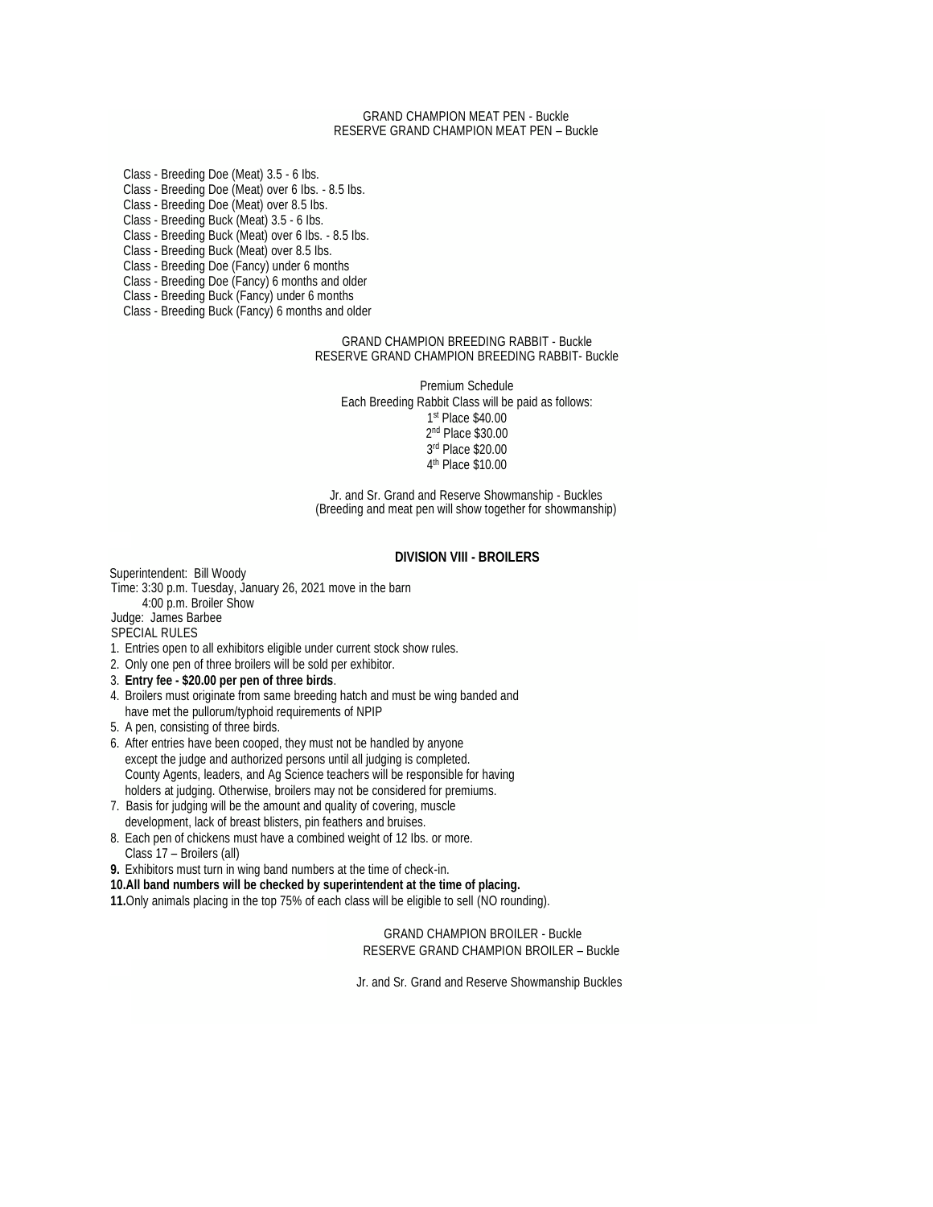GRAND CHAMPION MEAT PEN - Buckle
RESERVE GRAND CHAMPION MEAT PEN – Buckle

Class - Breeding Doe (Meat) 3.5 - 6 lbs.
Class - Breeding Doe (Meat) over 6 lbs. - 8.5 lbs.
Class - Breeding Doe (Meat) over 8.5 lbs.
Class - Breeding Buck (Meat) 3.5 - 6 lbs.
Class - Breeding Buck (Meat) over 6 lbs. - 8.5 lbs.
Class - Breeding Buck (Meat) over 8.5 lbs.
Class - Breeding Doe (Fancy) under 6 months
Class - Breeding Doe (Fancy) 6 months and older
Class - Breeding Buck (Fancy) under 6 months
Class - Breeding Buck (Fancy) 6 months and older

GRAND CHAMPION BREEDING RABBIT - Buckle
RESERVE GRAND CHAMPION BREEDING RABBIT- Buckle

Premium Schedule
Each Breeding Rabbit Class will be paid as follows:
1st Place $40.00
2nd Place $30.00
3rd Place $20.00
4th Place $10.00

Jr. and Sr. Grand and Reserve Showmanship - Buckles
(Breeding and meat pen will show together for showmanship)

## DIVISION VIII - BROILERS

Superintendent: Bill Woody
Time: 3:30 p.m. Tuesday, January 26, 2021 move in the barn
4:00 p.m. Broiler Show
Judge: James Barbee
SPECIAL RULES

1. Entries open to all exhibitors eligible under current stock show rules.
2. Only one pen of three broilers will be sold per exhibitor.
3. **Entry fee - $20.00 per pen of three birds**.
4. Broilers must originate from same breeding hatch and must be wing banded and have met the pullorum/typhoid requirements of NPIP
5. A pen, consisting of three birds.
6. After entries have been cooped, they must not be handled by anyone except the judge and authorized persons until all judging is completed. County Agents, leaders, and Ag Science teachers will be responsible for having holders at judging. Otherwise, broilers may not be considered for premiums.
7. Basis for judging will be the amount and quality of covering, muscle development, lack of breast blisters, pin feathers and bruises.
8. Each pen of chickens must have a combined weight of 12 lbs. or more.
   Class 17 – Broilers (all)
9. Exhibitors must turn in wing band numbers at the time of check-in.
10. **All band numbers will be checked by superintendent at the time of placing.**
11. Only animals placing in the top 75% of each class will be eligible to sell (NO rounding).

GRAND CHAMPION BROILER - Buckle
RESERVE GRAND CHAMPION BROILER – Buckle

Jr. and Sr. Grand and Reserve Showmanship Buckles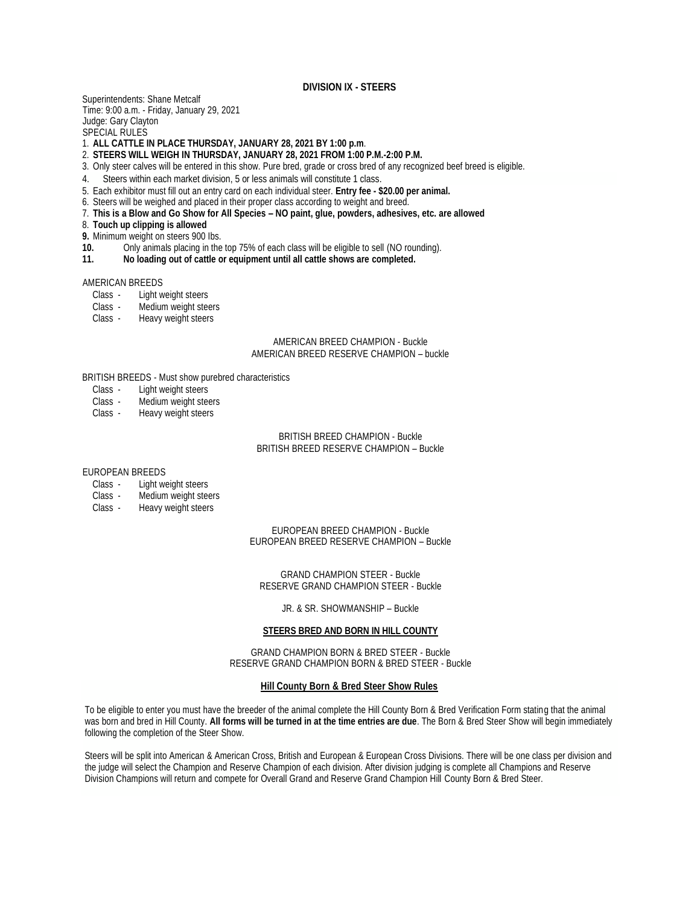## DIVISION IX - STEERS

Superintendents: Shane Metcalf
Time: 9:00 a.m. - Friday, January 29, 2021
Judge: Gary Clayton
SPECIAL RULES

1. **ALL CATTLE IN PLACE THURSDAY, JANUARY 28, 2021 BY 1:00 p.m**.
2. **STEERS WILL WEIGH IN THURSDAY, JANUARY 28, 2021 FROM 1:00 P.M.-2:00 P.M.**
3. Only steer calves will be entered in this show. Pure bred, grade or cross bred of any recognized beef breed is eligible.
4. Steers within each market division, 5 or less animals will constitute 1 class.
5. Each exhibitor must fill out an entry card on each individual steer. **Entry fee - $20.00 per animal.**
6. Steers will be weighed and placed in their proper class according to weight and breed.
7. **This is a Blow and Go Show for All Species – NO paint, glue, powders, adhesives, etc. are allowed**
8. **Touch up clipping is allowed**
9. Minimum weight on steers 900 lbs.
10. Only animals placing in the top 75% of each class will be eligible to sell (NO rounding).
11. **No loading out of cattle or equipment until all cattle shows are completed.**

AMERICAN BREEDS

- Class - Light weight steers
- Class - Medium weight steers
- Class - Heavy weight steers

AMERICAN BREED CHAMPION - Buckle
AMERICAN BREED RESERVE CHAMPION – buckle

BRITISH BREEDS - Must show purebred characteristics

- Class - Light weight steers
- Class - Medium weight steers
- Class - Heavy weight steers

BRITISH BREED CHAMPION - Buckle
BRITISH BREED RESERVE CHAMPION – Buckle

EUROPEAN BREEDS

- Class - Light weight steers
- Class - Medium weight steers
- Class - Heavy weight steers

EUROPEAN BREED CHAMPION - Buckle
EUROPEAN BREED RESERVE CHAMPION – Buckle

GRAND CHAMPION STEER - Buckle
RESERVE GRAND CHAMPION STEER - Buckle

JR. & SR. SHOWMANSHIP – Buckle

### STEERS BRED AND BORN IN HILL COUNTY

GRAND CHAMPION BORN & BRED STEER - Buckle
RESERVE GRAND CHAMPION BORN & BRED STEER - Buckle

### Hill County Born & Bred Steer Show Rules

To be eligible to enter you must have the breeder of the animal complete the Hill County Born & Bred Verification Form stating that the animal was born and bred in Hill County. **All forms will be turned in at the time entries are due**. The Born & Bred Steer Show will begin immediately following the completion of the Steer Show.

Steers will be split into American & American Cross, British and European & European Cross Divisions. There will be one class per division and the judge will select the Champion and Reserve Champion of each division. After division judging is complete all Champions and Reserve Division Champions will return and compete for Overall Grand and Reserve Grand Champion Hill County Born & Bred Steer.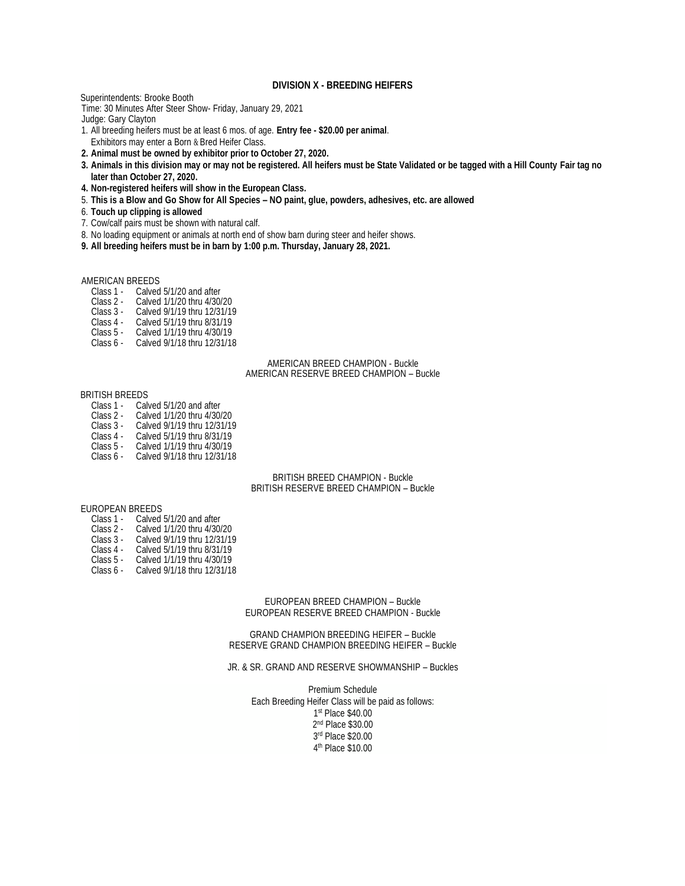## DIVISION X - BREEDING HEIFERS

Superintendents: Brooke Booth
Time: 30 Minutes After Steer Show- Friday, January 29, 2021
Judge: Gary Clayton

1. All breeding heifers must be at least 6 mos. of age. **Entry fee - $20.00 per animal**.
   Exhibitors may enter a Born & Bred Heifer Class.
2. **Animal must be owned by exhibitor prior to October 27, 2020.**
3. **Animals in this division may or may not be registered. All heifers must be State Validated or be tagged with a Hill County Fair tag no later than October 27, 2020.**
4. **Non-registered heifers will show in the European Class.**
5. **This is a Blow and Go Show for All Species – NO paint, glue, powders, adhesives, etc. are allowed**
6. **Touch up clipping is allowed**
7. Cow/calf pairs must be shown with natural calf.
8. No loading equipment or animals at north end of show barn during steer and heifer shows.
9. **All breeding heifers must be in barn by 1:00 p.m. Thursday, January 28, 2021.**

AMERICAN BREEDS

- Class 1 - Calved 5/1/20 and after
- Class 2 - Calved 1/1/20 thru 4/30/20
- Class 3 - Calved 9/1/19 thru 12/31/19
- Class 4 - Calved 5/1/19 thru 8/31/19
- Class 5 - Calved 1/1/19 thru 4/30/19
- Class 6 - Calved 9/1/18 thru 12/31/18

AMERICAN BREED CHAMPION - Buckle
AMERICAN RESERVE BREED CHAMPION – Buckle

BRITISH BREEDS

- Class 1 - Calved 5/1/20 and after
- Class 2 - Calved 1/1/20 thru 4/30/20
- Class 3 - Calved 9/1/19 thru 12/31/19
- Class 4 - Calved 5/1/19 thru 8/31/19
- Class 5 - Calved 1/1/19 thru 4/30/19
- Class 6 - Calved 9/1/18 thru 12/31/18

BRITISH BREED CHAMPION - Buckle
BRITISH RESERVE BREED CHAMPION – Buckle

EUROPEAN BREEDS

- Class 1 - Calved 5/1/20 and after
- Class 2 - Calved 1/1/20 thru 4/30/20
- Class 3 - Calved 9/1/19 thru 12/31/19
- Class 4 - Calved 5/1/19 thru 8/31/19
- Class 5 - Calved 1/1/19 thru 4/30/19
- Class 6 - Calved 9/1/18 thru 12/31/18

EUROPEAN BREED CHAMPION – Buckle
EUROPEAN RESERVE BREED CHAMPION - Buckle

GRAND CHAMPION BREEDING HEIFER – Buckle
RESERVE GRAND CHAMPION BREEDING HEIFER – Buckle

JR. & SR. GRAND AND RESERVE SHOWMANSHIP – Buckles

Premium Schedule
Each Breeding Heifer Class will be paid as follows:
1st Place $40.00
2nd Place $30.00
3rd Place $20.00
4th Place $10.00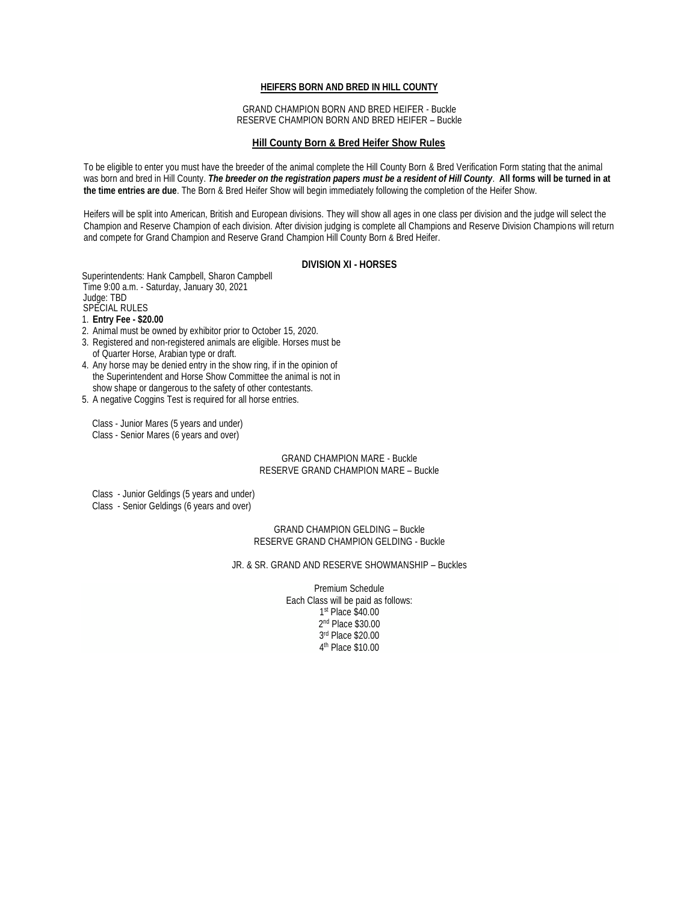## HEIFERS BORN AND BRED IN HILL COUNTY

GRAND CHAMPION BORN AND BRED HEIFER - Buckle
RESERVE CHAMPION BORN AND BRED HEIFER – Buckle

## Hill County Born & Bred Heifer Show Rules

To be eligible to enter you must have the breeder of the animal complete the Hill County Born & Bred Verification Form stating that the animal was born and bred in Hill County. ***The breeder on the registration papers must be a resident of Hill County***. **All forms will be turned in at the time entries are due**. The Born & Bred Heifer Show will begin immediately following the completion of the Heifer Show.

Heifers will be split into American, British and European divisions. They will show all ages in one class per division and the judge will select the Champion and Reserve Champion of each division. After division judging is complete all Champions and Reserve Division Champions will return and compete for Grand Champion and Reserve Grand Champion Hill County Born & Bred Heifer.

## DIVISION XI - HORSES

Superintendents: Hank Campbell, Sharon Campbell
Time 9:00 a.m. - Saturday, January 30, 2021
Judge: TBD
SPECIAL RULES

1. **Entry Fee - $20.00**
2. Animal must be owned by exhibitor prior to October 15, 2020.
3. Registered and non-registered animals are eligible. Horses must be of Quarter Horse, Arabian type or draft.
4. Any horse may be denied entry in the show ring, if in the opinion of the Superintendent and Horse Show Committee the animal is not in show shape or dangerous to the safety of other contestants.
5. A negative Coggins Test is required for all horse entries.

Class - Junior Mares (5 years and under)
Class - Senior Mares (6 years and over)

GRAND CHAMPION MARE - Buckle
RESERVE GRAND CHAMPION MARE – Buckle

Class - Junior Geldings (5 years and under)
Class - Senior Geldings (6 years and over)

GRAND CHAMPION GELDING – Buckle
RESERVE GRAND CHAMPION GELDING - Buckle

JR. & SR. GRAND AND RESERVE SHOWMANSHIP – Buckles

Premium Schedule
Each Class will be paid as follows:
1st Place $40.00
2nd Place $30.00
3rd Place $20.00
4th Place $10.00